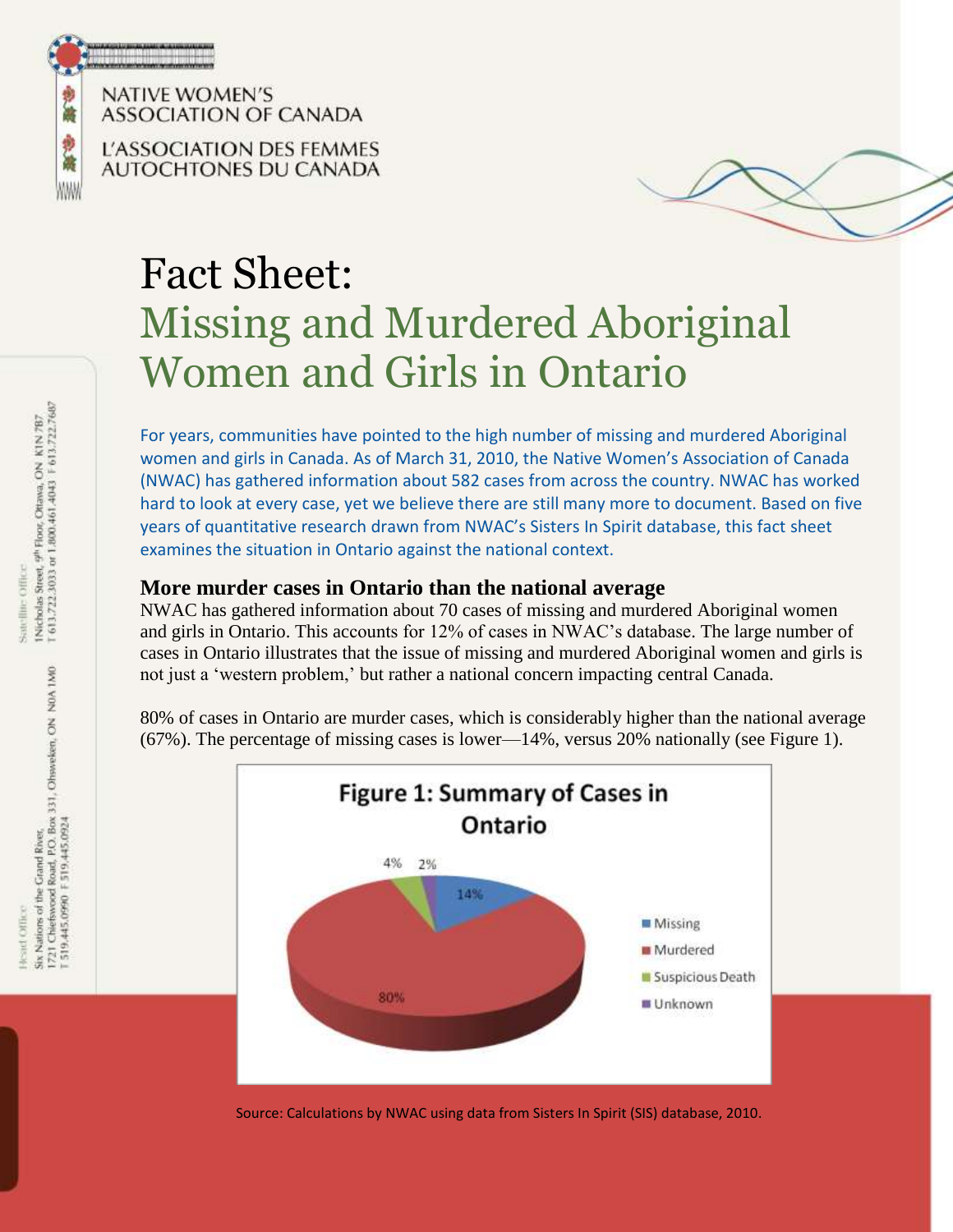NATIVE WOMEN'S ASSOCIATION OF CANADA

L'ASSOCIATION DES FEMMES AUTOCHTONES DU CANADA

# Fact Sheet: Missing and Murdered Aboriginal Women and Girls in Ontario

For years, communities have pointed to the high number of missing and murdered Aboriginal women and girls in Canada. As of March 31, 2010, the Native Women's Association of Canada (NWAC) has gathered information about 582 cases from across the country. NWAC has worked hard to look at every case, yet we believe there are still many more to document. Based on five years of quantitative research drawn from NWAC's Sisters In Spirit database, this fact sheet examines the situation in Ontario against the national context.

## More murder cases in Ontario than the national average

NWAC has gathered information about 70 cases of missing and murdered Aboriginal women and girls in Ontario. This accounts for 12% of cases in NWAC's database. The large number of cases in Ontario illustrates that the issue of missing and murdered Aboriginal women and girls is not just a 'western problem,' but rather a national concern impacting central Canada.

80% of cases in Ontario are murder cases, which is considerably higher than the national average (67%). The percentage of missing cases is lower—14%, versus 20% nationally (see Figure 1).

**Figure 1: Summary of Cases in Ontario**

| Category | Percentage |
| --- | --- |
| Missing | 14% |
| Murdered | 80% |
| Suspicious Death | 4% |
| Unknown | 2% |

Source: Calculations by NWAC using data from Sisters In Spirit (SIS) database, 2010.

Head Office: Six Nations of the Grand River, 1721 Chiefswood Road, P.O. Box 331, Ohsweken, ON N0A 1M0 T 519.445.0990 F 519.445.0924

Satellite Office: 1 Nicholas Street, 9th Floor, Ottawa, ON K1N 7B7 T 613.722.3033 or 1.800.461.4043 F 613.722.7687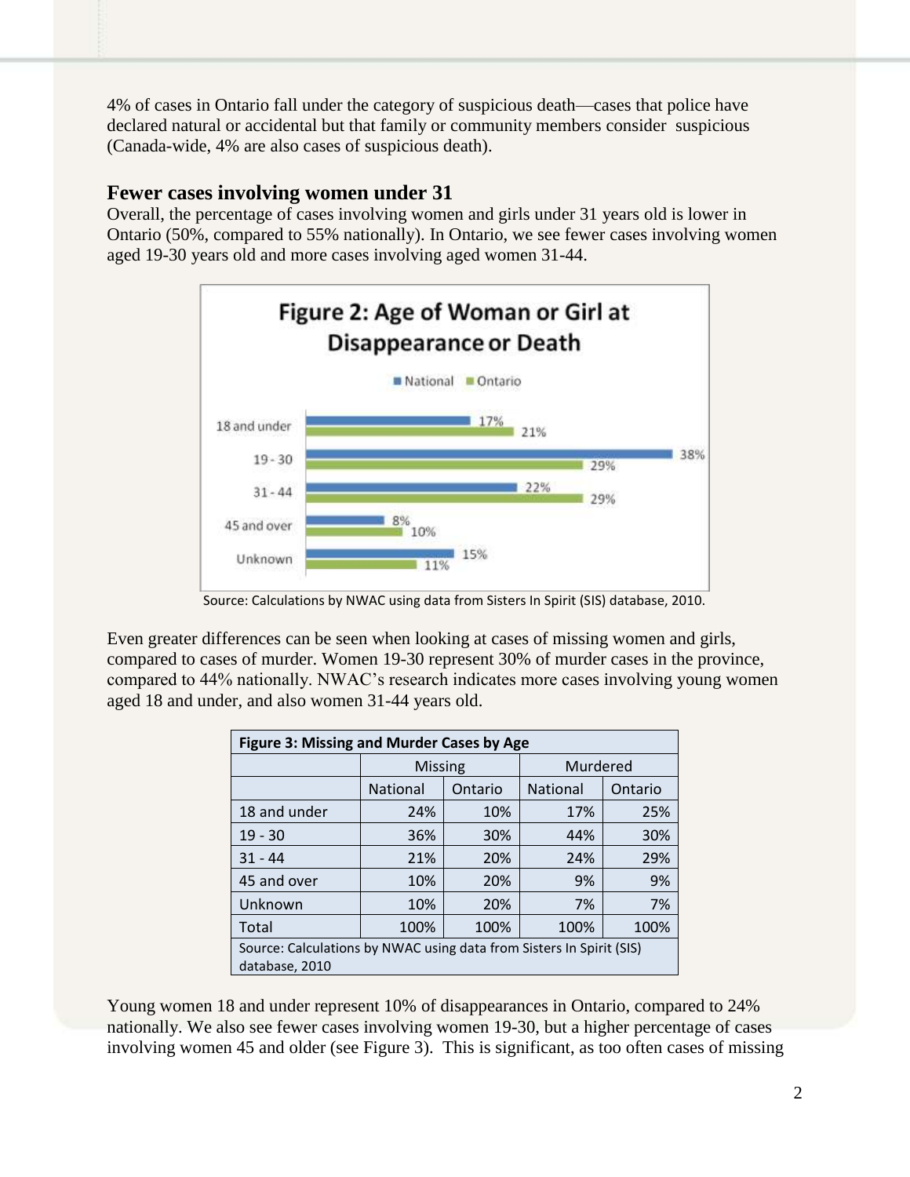4% of cases in Ontario fall under the category of suspicious death—cases that police have declared natural or accidental but that family or community members consider suspicious (Canada-wide, 4% are also cases of suspicious death).

## Fewer cases involving women under 31

Overall, the percentage of cases involving women and girls under 31 years old is lower in Ontario (50%, compared to 55% nationally). In Ontario, we see fewer cases involving women aged 19-30 years old and more cases involving aged women 31-44.

**Figure 2: Age of Woman or Girl at Disappearance or Death**

| Age | National | Ontario |
|---|---|---|
| 18 and under | 17% | 21% |
| 19 - 30 | 38% | 29% |
| 31 - 44 | 22% | 29% |
| 45 and over | 8% | 10% |
| Unknown | 15% | 11% |

Source: Calculations by NWAC using data from Sisters In Spirit (SIS) database, 2010.

Even greater differences can be seen when looking at cases of missing women and girls, compared to cases of murder. Women 19-30 represent 30% of murder cases in the province, compared to 44% nationally. NWAC's research indicates more cases involving young women aged 18 and under, and also women 31-44 years old.

**Figure 3: Missing and Murder Cases by Age**

| | Missing | | Murdered | |
|---|---|---|---|---|
| | National | Ontario | National | Ontario |
| 18 and under | 24% | 10% | 17% | 25% |
| 19 - 30 | 36% | 30% | 44% | 30% |
| 31 - 44 | 21% | 20% | 24% | 29% |
| 45 and over | 10% | 20% | 9% | 9% |
| Unknown | 10% | 20% | 7% | 7% |
| Total | 100% | 100% | 100% | 100% |

Source: Calculations by NWAC using data from Sisters In Spirit (SIS) database, 2010

Young women 18 and under represent 10% of disappearances in Ontario, compared to 24% nationally. We also see fewer cases involving women 19-30, but a higher percentage of cases involving women 45 and older (see Figure 3). This is significant, as too often cases of missing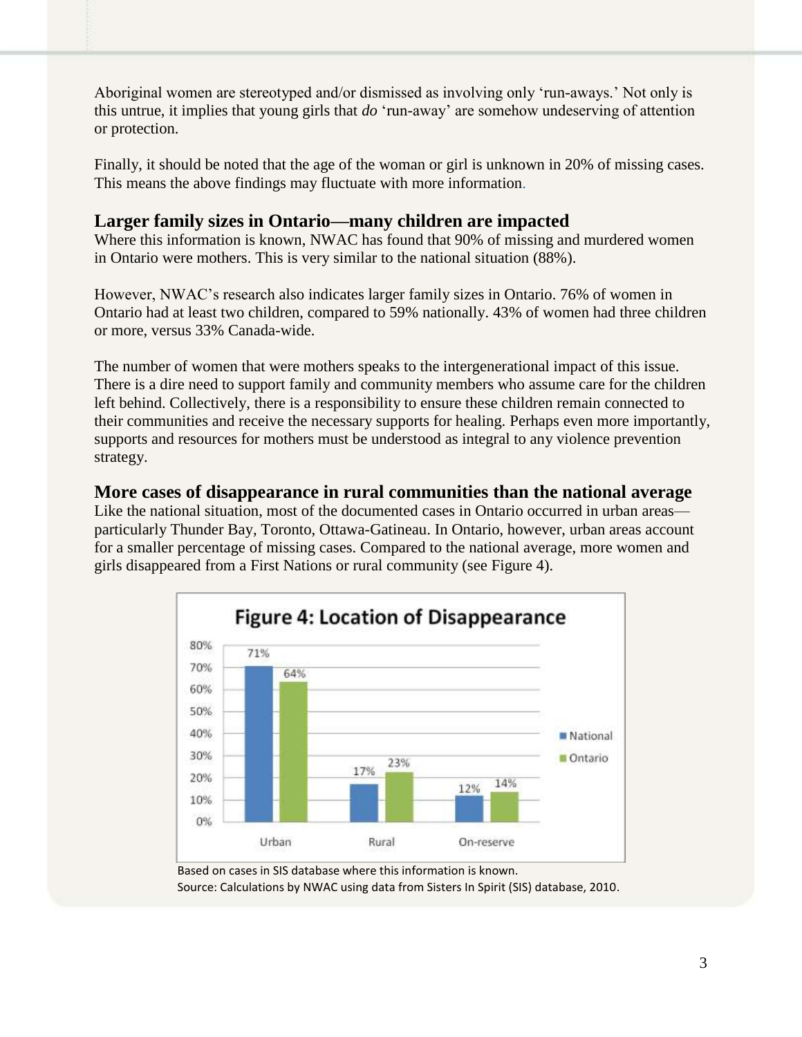Aboriginal women are stereotyped and/or dismissed as involving only 'run-aways.' Not only is this untrue, it implies that young girls that *do* 'run-away' are somehow undeserving of attention or protection.

Finally, it should be noted that the age of the woman or girl is unknown in 20% of missing cases. This means the above findings may fluctuate with more information.

### Larger family sizes in Ontario—many children are impacted

Where this information is known, NWAC has found that 90% of missing and murdered women in Ontario were mothers. This is very similar to the national situation (88%).

However, NWAC's research also indicates larger family sizes in Ontario. 76% of women in Ontario had at least two children, compared to 59% nationally. 43% of women had three children or more, versus 33% Canada-wide.

The number of women that were mothers speaks to the intergenerational impact of this issue. There is a dire need to support family and community members who assume care for the children left behind. Collectively, there is a responsibility to ensure these children remain connected to their communities and receive the necessary supports for healing. Perhaps even more importantly, supports and resources for mothers must be understood as integral to any violence prevention strategy.

### More cases of disappearance in rural communities than the national average

Like the national situation, most of the documented cases in Ontario occurred in urban areas—particularly Thunder Bay, Toronto, Ottawa-Gatineau. In Ontario, however, urban areas account for a smaller percentage of missing cases. Compared to the national average, more women and girls disappeared from a First Nations or rural community (see Figure 4).

**Figure 4: Location of Disappearance**

| | National | Ontario |
|---|---|---|
| Urban | 71% | 64% |
| Rural | 17% | 23% |
| On-reserve | 12% | 14% |

Based on cases in SIS database where this information is known.
Source: Calculations by NWAC using data from Sisters In Spirit (SIS) database, 2010.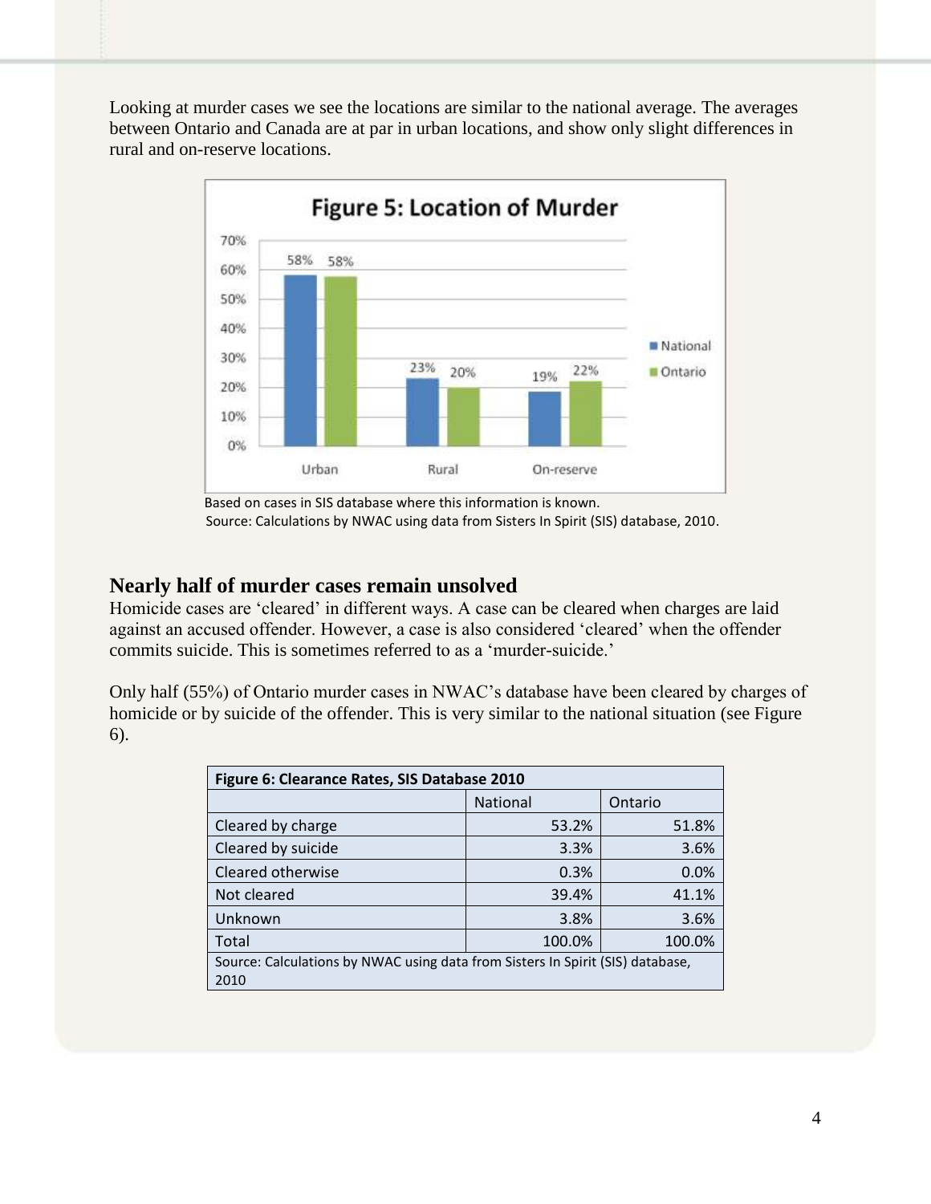Looking at murder cases we see the locations are similar to the national average. The averages between Ontario and Canada are at par in urban locations, and show only slight differences in rural and on-reserve locations.

**Figure 5: Location of Murder**

Based on cases in SIS database where this information is known.
Source: Calculations by NWAC using data from Sisters In Spirit (SIS) database, 2010.

## Nearly half of murder cases remain unsolved

Homicide cases are 'cleared' in different ways. A case can be cleared when charges are laid against an accused offender. However, a case is also considered 'cleared' when the offender commits suicide. This is sometimes referred to as a 'murder-suicide.'

Only half (55%) of Ontario murder cases in NWAC's database have been cleared by charges of homicide or by suicide of the offender. This is very similar to the national situation (see Figure 6).

**Figure 6: Clearance Rates, SIS Database 2010**

| | National | Ontario |
|---|---|---|
| Cleared by charge | 53.2% | 51.8% |
| Cleared by suicide | 3.3% | 3.6% |
| Cleared otherwise | 0.3% | 0.0% |
| Not cleared | 39.4% | 41.1% |
| Unknown | 3.8% | 3.6% |
| Total | 100.0% | 100.0% |

Source: Calculations by NWAC using data from Sisters In Spirit (SIS) database, 2010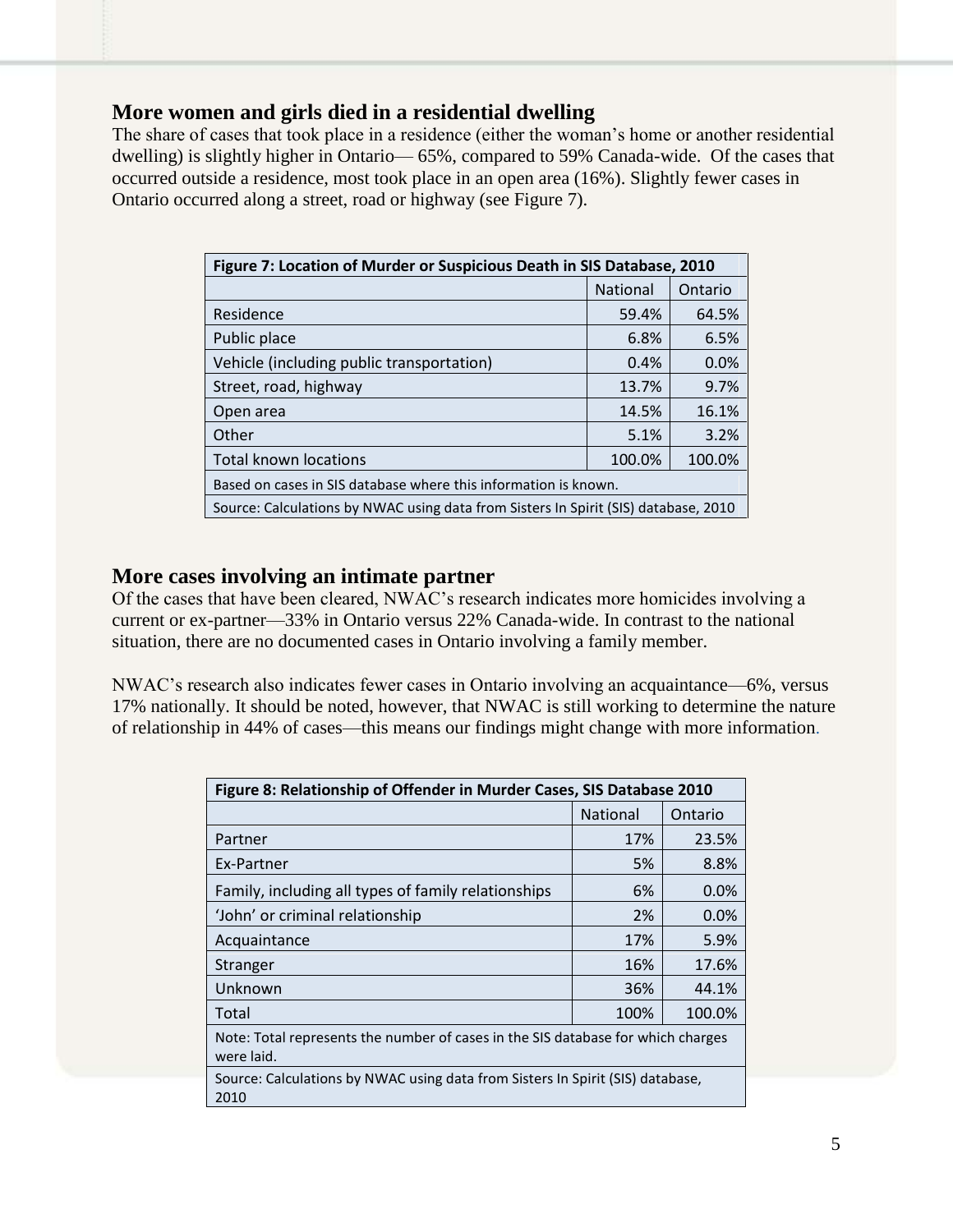## More women and girls died in a residential dwelling

The share of cases that took place in a residence (either the woman's home or another residential dwelling) is slightly higher in Ontario— 65%, compared to 59% Canada-wide. Of the cases that occurred outside a residence, most took place in an open area (16%). Slightly fewer cases in Ontario occurred along a street, road or highway (see Figure 7).

| Figure 7: Location of Murder or Suspicious Death in SIS Database, 2010 | | |
|---|---|---|
| | National | Ontario |
| Residence | 59.4% | 64.5% |
| Public place | 6.8% | 6.5% |
| Vehicle (including public transportation) | 0.4% | 0.0% |
| Street, road, highway | 13.7% | 9.7% |
| Open area | 14.5% | 16.1% |
| Other | 5.1% | 3.2% |
| Total known locations | 100.0% | 100.0% |
| Based on cases in SIS database where this information is known. | | |
| Source: Calculations by NWAC using data from Sisters In Spirit (SIS) database, 2010 | | |

## More cases involving an intimate partner

Of the cases that have been cleared, NWAC's research indicates more homicides involving a current or ex-partner—33% in Ontario versus 22% Canada-wide. In contrast to the national situation, there are no documented cases in Ontario involving a family member.

NWAC's research also indicates fewer cases in Ontario involving an acquaintance—6%, versus 17% nationally. It should be noted, however, that NWAC is still working to determine the nature of relationship in 44% of cases—this means our findings might change with more information.

| Figure 8: Relationship of Offender in Murder Cases, SIS Database 2010 | | |
|---|---|---|
| | National | Ontario |
| Partner | 17% | 23.5% |
| Ex-Partner | 5% | 8.8% |
| Family, including all types of family relationships | 6% | 0.0% |
| 'John' or criminal relationship | 2% | 0.0% |
| Acquaintance | 17% | 5.9% |
| Stranger | 16% | 17.6% |
| Unknown | 36% | 44.1% |
| Total | 100% | 100.0% |
| Note: Total represents the number of cases in the SIS database for which charges were laid. | | |
| Source: Calculations by NWAC using data from Sisters In Spirit (SIS) database, 2010 | | |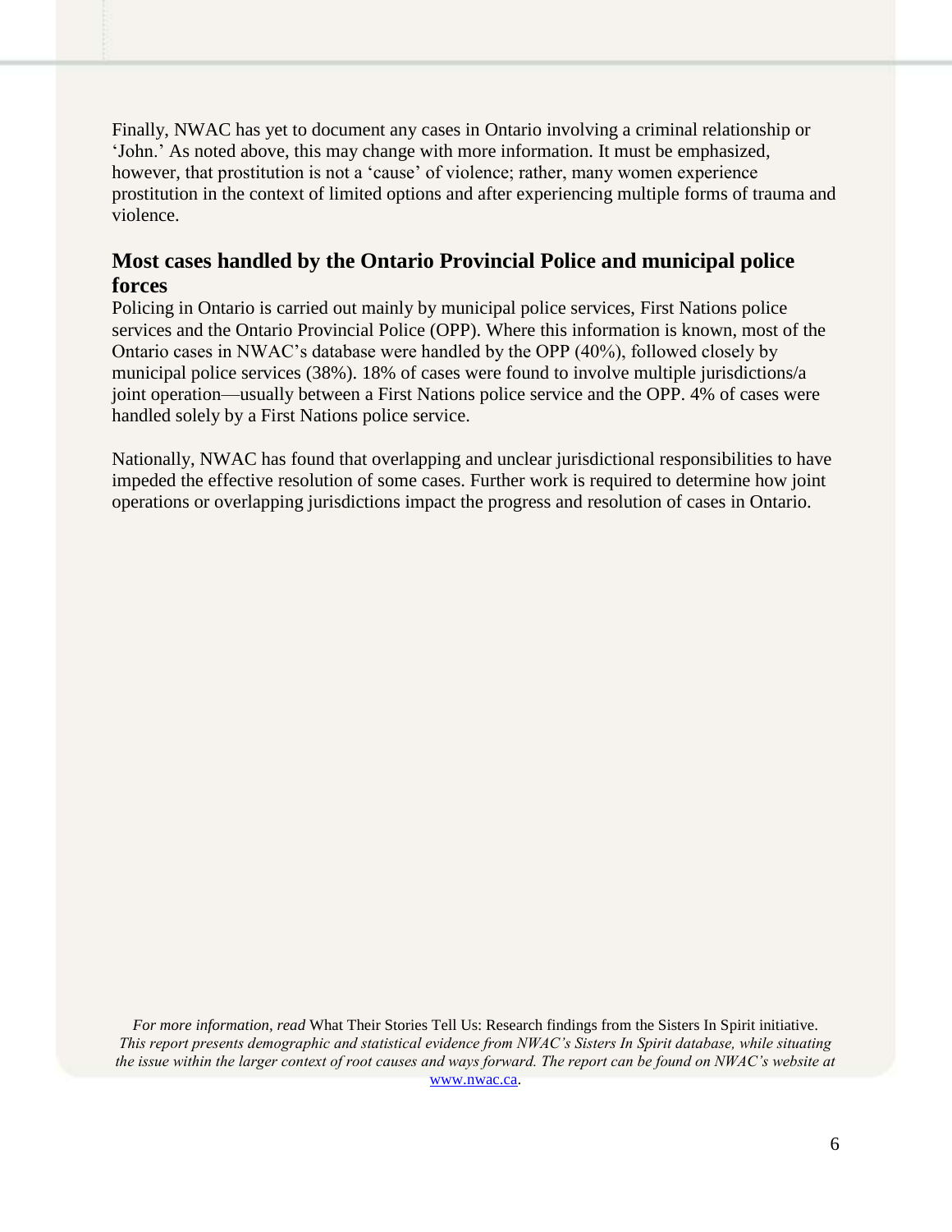Finally, NWAC has yet to document any cases in Ontario involving a criminal relationship or 'John.' As noted above, this may change with more information. It must be emphasized, however, that prostitution is not a 'cause' of violence; rather, many women experience prostitution in the context of limited options and after experiencing multiple forms of trauma and violence.

## Most cases handled by the Ontario Provincial Police and municipal police forces

Policing in Ontario is carried out mainly by municipal police services, First Nations police services and the Ontario Provincial Police (OPP). Where this information is known, most of the Ontario cases in NWAC's database were handled by the OPP (40%), followed closely by municipal police services (38%). 18% of cases were found to involve multiple jurisdictions/a joint operation—usually between a First Nations police service and the OPP. 4% of cases were handled solely by a First Nations police service.

Nationally, NWAC has found that overlapping and unclear jurisdictional responsibilities to have impeded the effective resolution of some cases. Further work is required to determine how joint operations or overlapping jurisdictions impact the progress and resolution of cases in Ontario.

*For more information, read* What Their Stories Tell Us: Research findings from the Sisters In Spirit initiative. *This report presents demographic and statistical evidence from NWAC's Sisters In Spirit database, while situating the issue within the larger context of root causes and ways forward. The report can be found on NWAC's website at* [www.nwac.ca](http://www.nwac.ca).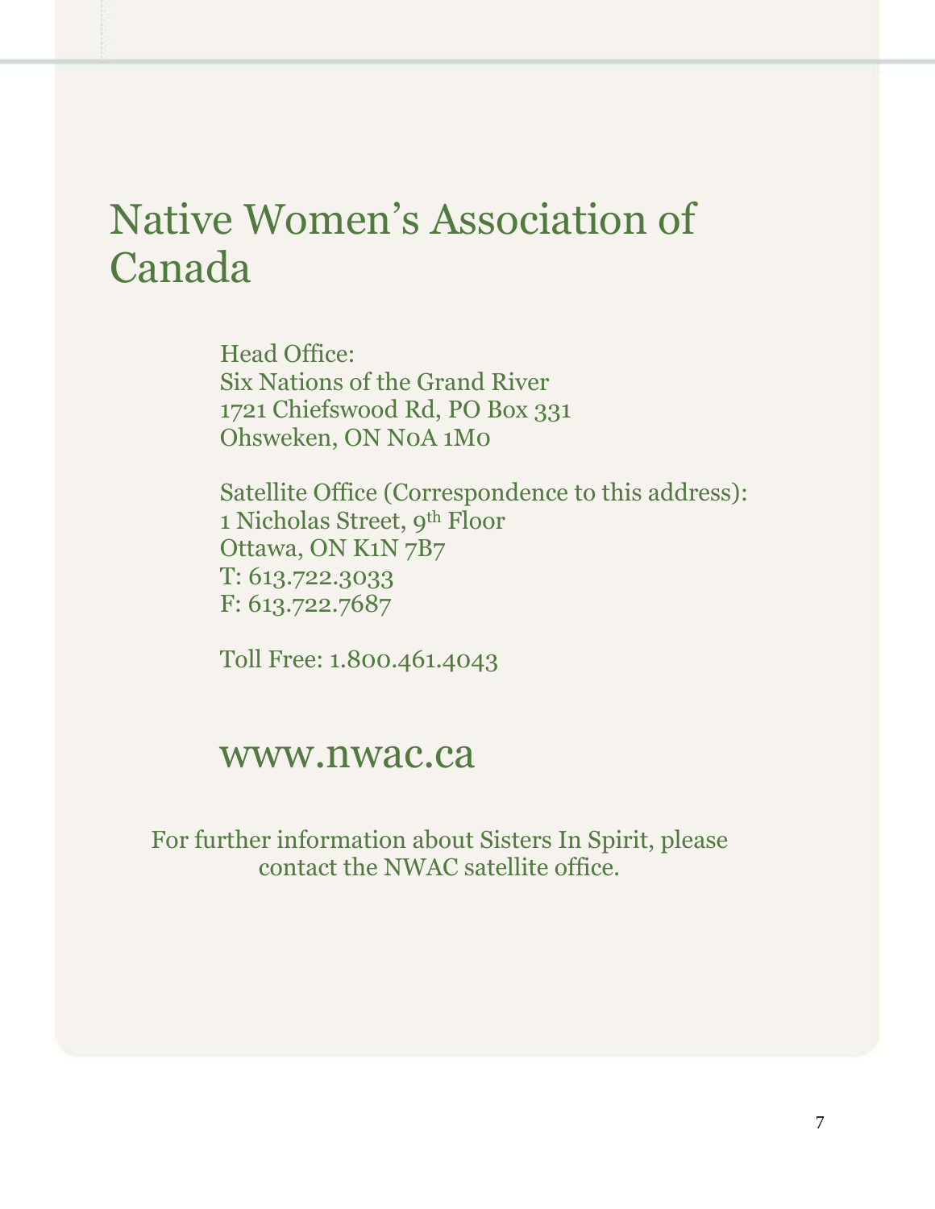# Native Women's Association of Canada

Head Office:
Six Nations of the Grand River
1721 Chiefswood Rd, PO Box 331
Ohsweken, ON N0A 1M0

Satellite Office (Correspondence to this address):
1 Nicholas Street, 9th Floor
Ottawa, ON K1N 7B7
T: 613.722.3033
F: 613.722.7687

Toll Free: 1.800.461.4043

## www.nwac.ca

For further information about Sisters In Spirit, please contact the NWAC satellite office.